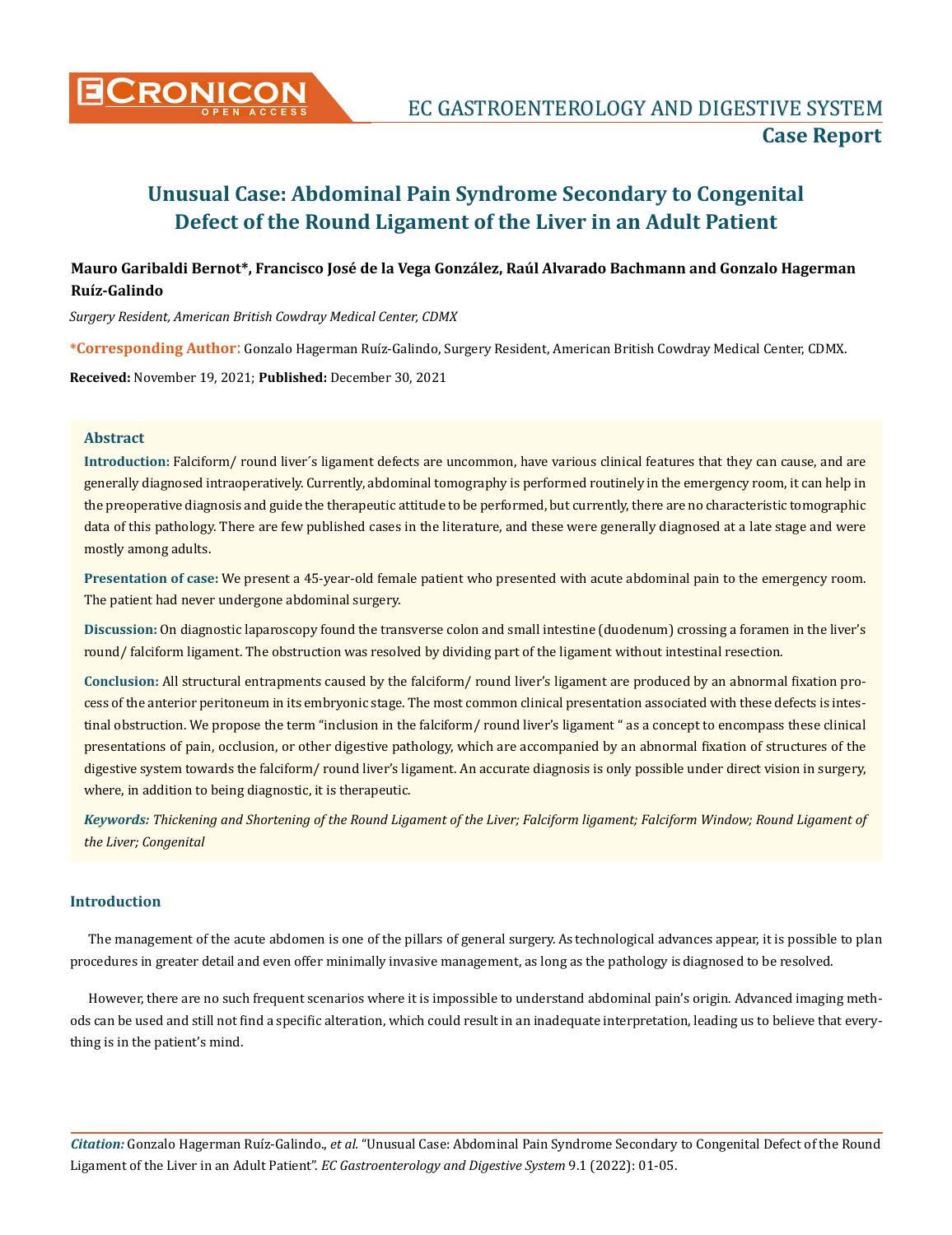# Unusual Case: Abdominal Pain Syndrome Secondary to Congenital Defect of the Round Ligament of the Liver in an Adult Patient

**Mauro Garibaldi Bernot\*, Francisco José de la Vega González, Raúl Alvarado Bachmann and Gonzalo Hagerman Ruíz-Galindo**

*Surgery Resident, American British Cowdray Medical Center, CDMX*

**\*Corresponding Author:** Gonzalo Hagerman Ruíz-Galindo, Surgery Resident, American British Cowdray Medical Center, CDMX.

**Received:** November 19, 2021; **Published:** December 30, 2021

## Abstract

**Introduction:** Falciform/ round liver´s ligament defects are uncommon, have various clinical features that they can cause, and are generally diagnosed intraoperatively. Currently, abdominal tomography is performed routinely in the emergency room, it can help in the preoperative diagnosis and guide the therapeutic attitude to be performed, but currently, there are no characteristic tomographic data of this pathology. There are few published cases in the literature, and these were generally diagnosed at a late stage and were mostly among adults.

**Presentation of case:** We present a 45-year-old female patient who presented with acute abdominal pain to the emergency room. The patient had never undergone abdominal surgery.

**Discussion:** On diagnostic laparoscopy found the transverse colon and small intestine (duodenum) crossing a foramen in the liver's round/ falciform ligament. The obstruction was resolved by dividing part of the ligament without intestinal resection.

**Conclusion:** All structural entrapments caused by the falciform/ round liver's ligament are produced by an abnormal fixation process of the anterior peritoneum in its embryonic stage. The most common clinical presentation associated with these defects is intestinal obstruction. We propose the term "inclusion in the falciform/ round liver's ligament " as a concept to encompass these clinical presentations of pain, occlusion, or other digestive pathology, which are accompanied by an abnormal fixation of structures of the digestive system towards the falciform/ round liver's ligament. An accurate diagnosis is only possible under direct vision in surgery, where, in addition to being diagnostic, it is therapeutic.

***Keywords:*** *Thickening and Shortening of the Round Ligament of the Liver; Falciform ligament; Falciform Window; Round Ligament of the Liver; Congenital*

## Introduction

The management of the acute abdomen is one of the pillars of general surgery. As technological advances appear, it is possible to plan procedures in greater detail and even offer minimally invasive management, as long as the pathology is diagnosed to be resolved.

However, there are no such frequent scenarios where it is impossible to understand abdominal pain's origin. Advanced imaging methods can be used and still not find a specific alteration, which could result in an inadequate interpretation, leading us to believe that everything is in the patient's mind.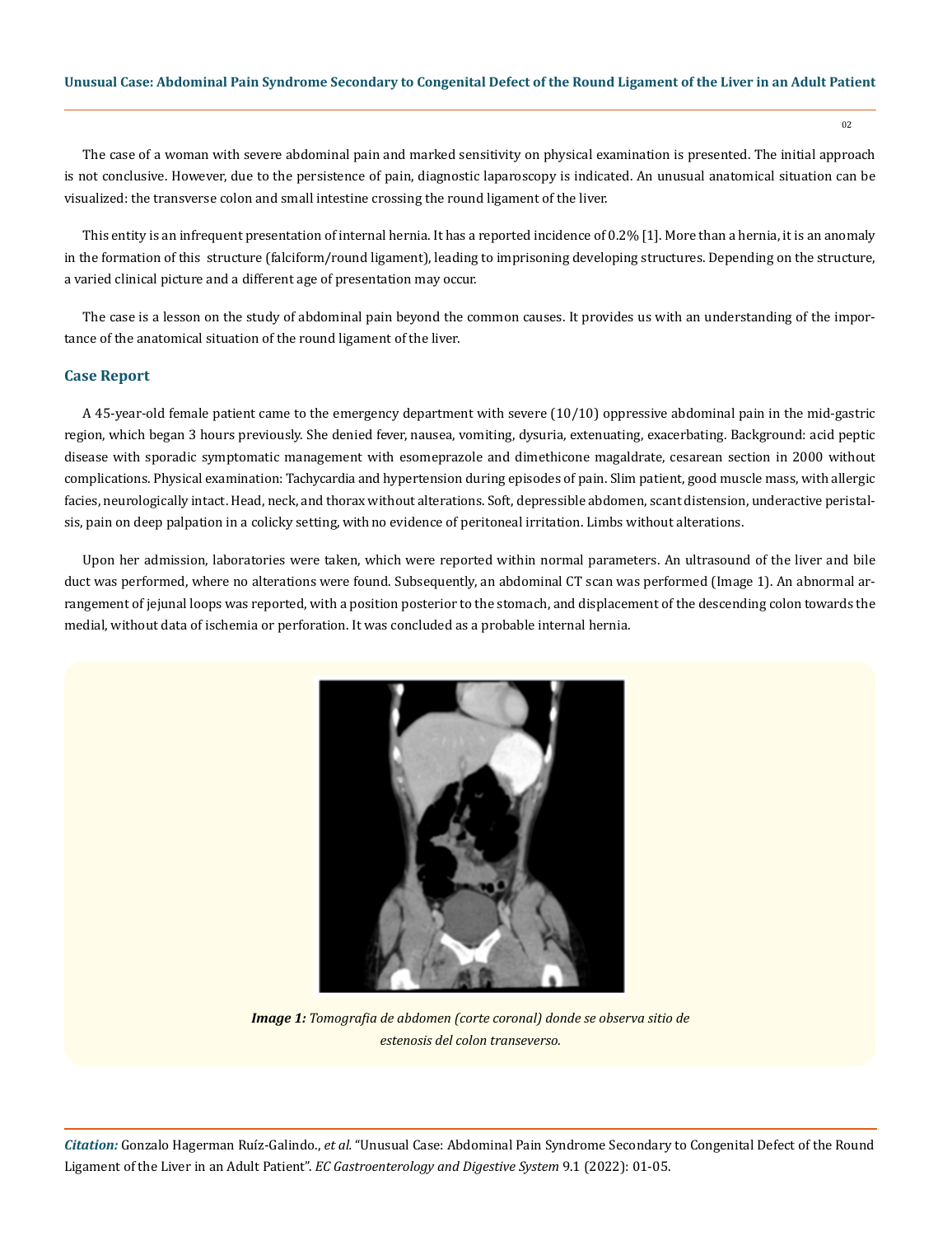The case of a woman with severe abdominal pain and marked sensitivity on physical examination is presented. The initial approach is not conclusive. However, due to the persistence of pain, diagnostic laparoscopy is indicated. An unusual anatomical situation can be visualized: the transverse colon and small intestine crossing the round ligament of the liver.

This entity is an infrequent presentation of internal hernia. It has a reported incidence of 0.2% [1]. More than a hernia, it is an anomaly in the formation of this structure (falciform/round ligament), leading to imprisoning developing structures. Depending on the structure, a varied clinical picture and a different age of presentation may occur.

The case is a lesson on the study of abdominal pain beyond the common causes. It provides us with an understanding of the importance of the anatomical situation of the round ligament of the liver.

## Case Report

A 45-year-old female patient came to the emergency department with severe (10/10) oppressive abdominal pain in the mid-gastric region, which began 3 hours previously. She denied fever, nausea, vomiting, dysuria, extenuating, exacerbating. Background: acid peptic disease with sporadic symptomatic management with esomeprazole and dimethicone magaldrate, cesarean section in 2000 without complications. Physical examination: Tachycardia and hypertension during episodes of pain. Slim patient, good muscle mass, with allergic facies, neurologically intact. Head, neck, and thorax without alterations. Soft, depressible abdomen, scant distension, underactive peristalsis, pain on deep palpation in a colicky setting, with no evidence of peritoneal irritation. Limbs without alterations.

Upon her admission, laboratories were taken, which were reported within normal parameters. An ultrasound of the liver and bile duct was performed, where no alterations were found. Subsequently, an abdominal CT scan was performed (Image 1). An abnormal arrangement of jejunal loops was reported, with a position posterior to the stomach, and displacement of the descending colon towards the medial, without data of ischemia or perforation. It was concluded as a probable internal hernia.

***Image 1:** Tomografia de abdomen (corte coronal) donde se observa sitio de estenosis del colon transeverso.*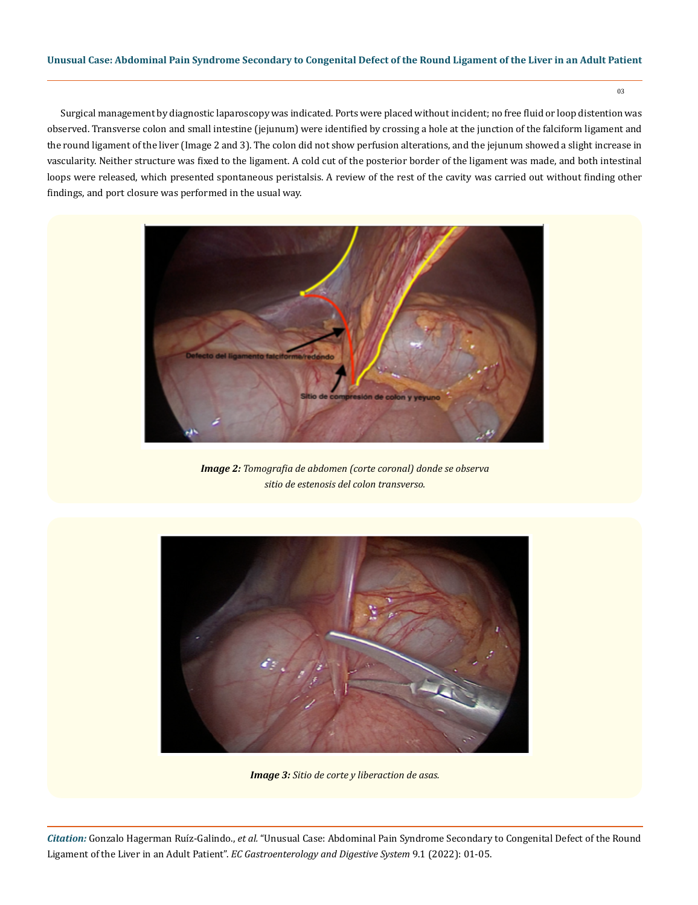Surgical management by diagnostic laparoscopy was indicated. Ports were placed without incident; no free fluid or loop distention was observed. Transverse colon and small intestine (jejunum) were identified by crossing a hole at the junction of the falciform ligament and the round ligament of the liver (Image 2 and 3). The colon did not show perfusion alterations, and the jejunum showed a slight increase in vascularity. Neither structure was fixed to the ligament. A cold cut of the posterior border of the ligament was made, and both intestinal loops were released, which presented spontaneous peristalsis. A review of the rest of the cavity was carried out without finding other findings, and port closure was performed in the usual way.

***Image 2:*** *Tomografia de abdomen (corte coronal) donde se observa sitio de estenosis del colon transverso.*

***Image 3:*** *Sitio de corte y liberaction de asas.*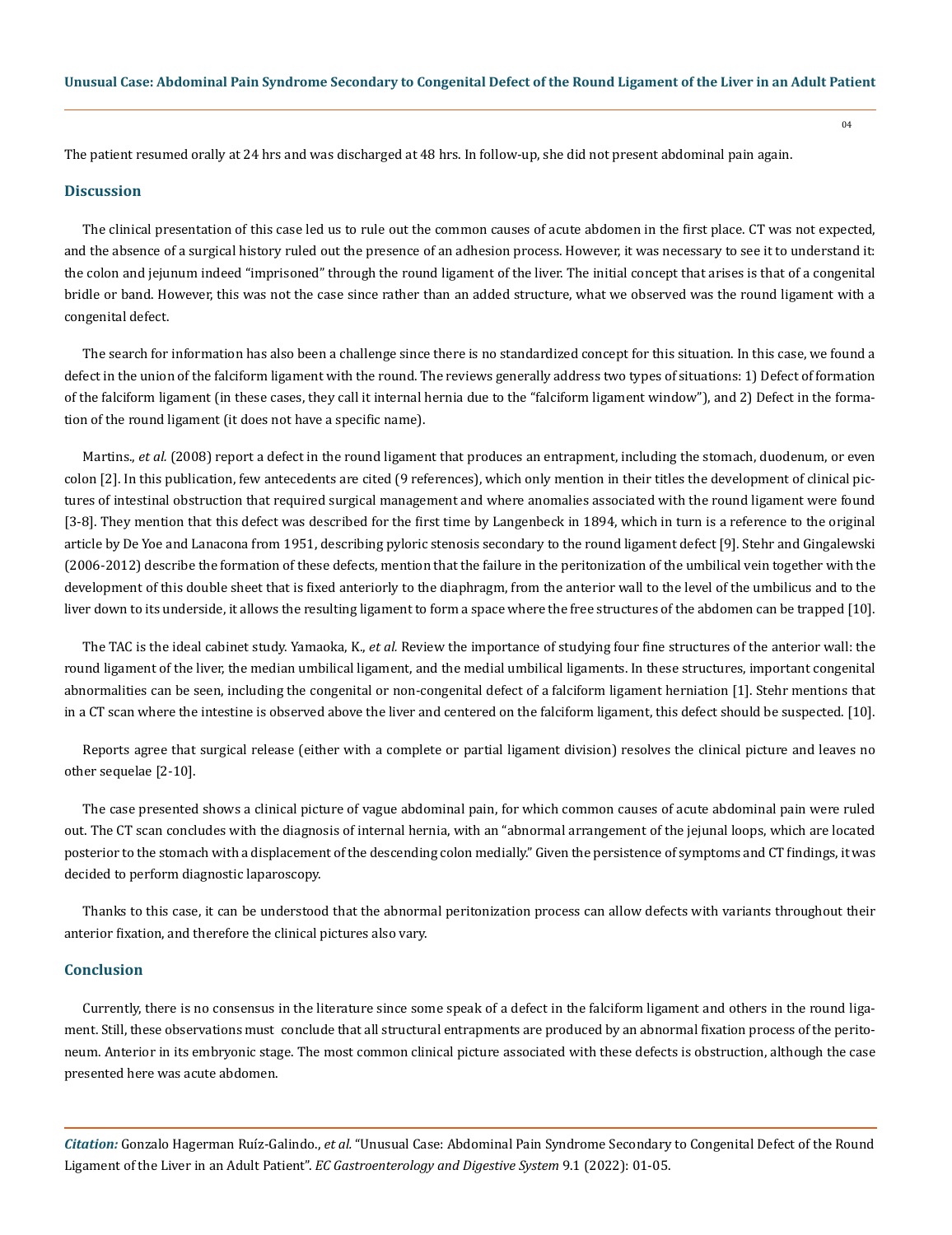The patient resumed orally at 24 hrs and was discharged at 48 hrs. In follow-up, she did not present abdominal pain again.

## Discussion

The clinical presentation of this case led us to rule out the common causes of acute abdomen in the first place. CT was not expected, and the absence of a surgical history ruled out the presence of an adhesion process. However, it was necessary to see it to understand it: the colon and jejunum indeed "imprisoned" through the round ligament of the liver. The initial concept that arises is that of a congenital bridle or band. However, this was not the case since rather than an added structure, what we observed was the round ligament with a congenital defect.

The search for information has also been a challenge since there is no standardized concept for this situation. In this case, we found a defect in the union of the falciform ligament with the round. The reviews generally address two types of situations: 1) Defect of formation of the falciform ligament (in these cases, they call it internal hernia due to the "falciform ligament window"), and 2) Defect in the formation of the round ligament (it does not have a specific name).

Martins., *et al.* (2008) report a defect in the round ligament that produces an entrapment, including the stomach, duodenum, or even colon [2]. In this publication, few antecedents are cited (9 references), which only mention in their titles the development of clinical pictures of intestinal obstruction that required surgical management and where anomalies associated with the round ligament were found [3-8]. They mention that this defect was described for the first time by Langenbeck in 1894, which in turn is a reference to the original article by De Yoe and Lanacona from 1951, describing pyloric stenosis secondary to the round ligament defect [9]. Stehr and Gingalewski (2006-2012) describe the formation of these defects, mention that the failure in the peritonization of the umbilical vein together with the development of this double sheet that is fixed anteriorly to the diaphragm, from the anterior wall to the level of the umbilicus and to the liver down to its underside, it allows the resulting ligament to form a space where the free structures of the abdomen can be trapped [10].

The TAC is the ideal cabinet study. Yamaoka, K., *et al.* Review the importance of studying four fine structures of the anterior wall: the round ligament of the liver, the median umbilical ligament, and the medial umbilical ligaments. In these structures, important congenital abnormalities can be seen, including the congenital or non-congenital defect of a falciform ligament herniation [1]. Stehr mentions that in a CT scan where the intestine is observed above the liver and centered on the falciform ligament, this defect should be suspected. [10].

Reports agree that surgical release (either with a complete or partial ligament division) resolves the clinical picture and leaves no other sequelae [2-10].

The case presented shows a clinical picture of vague abdominal pain, for which common causes of acute abdominal pain were ruled out. The CT scan concludes with the diagnosis of internal hernia, with an "abnormal arrangement of the jejunal loops, which are located posterior to the stomach with a displacement of the descending colon medially." Given the persistence of symptoms and CT findings, it was decided to perform diagnostic laparoscopy.

Thanks to this case, it can be understood that the abnormal peritonization process can allow defects with variants throughout their anterior fixation, and therefore the clinical pictures also vary.

## Conclusion

Currently, there is no consensus in the literature since some speak of a defect in the falciform ligament and others in the round ligament. Still, these observations must conclude that all structural entrapments are produced by an abnormal fixation process of the peritoneum. Anterior in its embryonic stage. The most common clinical picture associated with these defects is obstruction, although the case presented here was acute abdomen.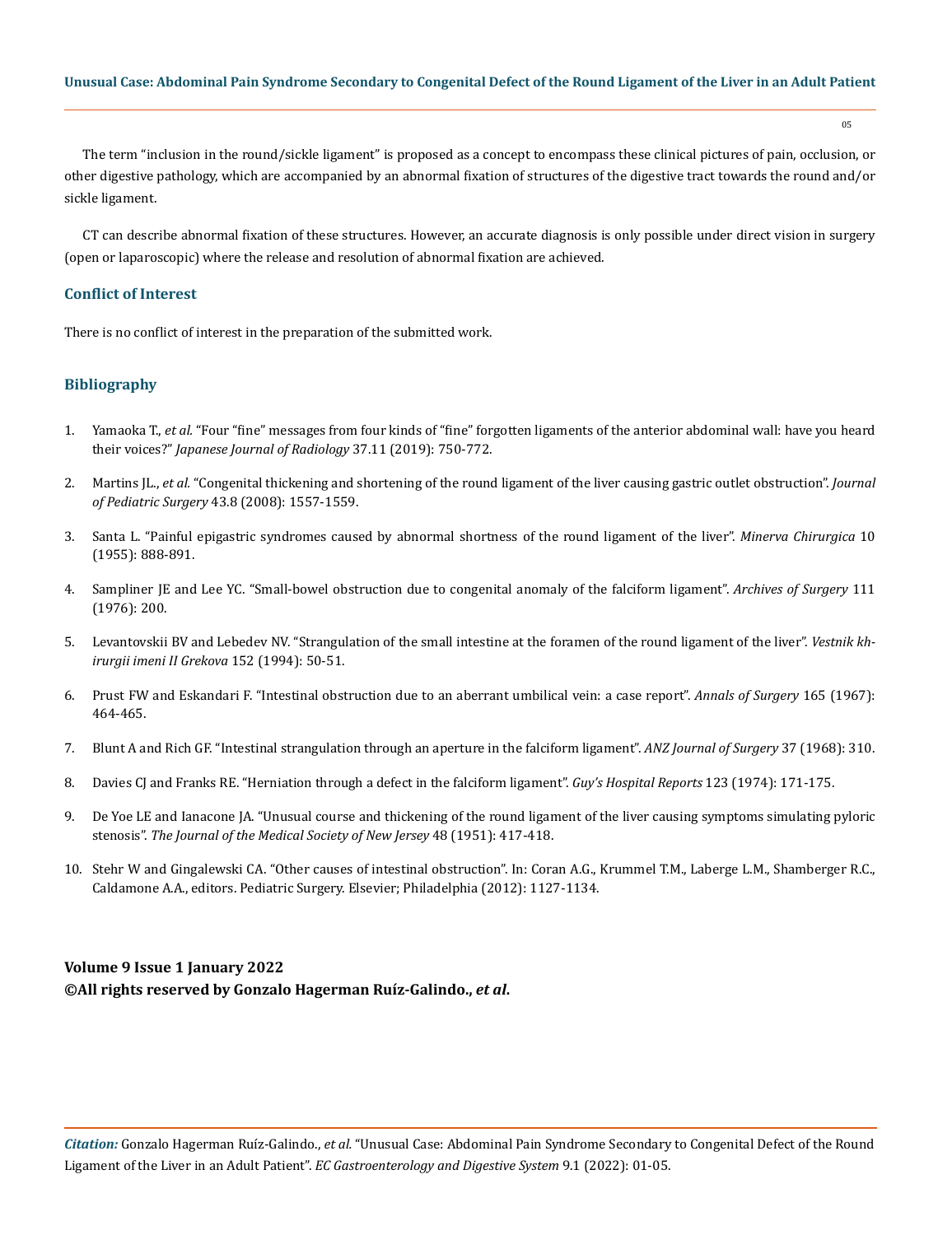The term "inclusion in the round/sickle ligament" is proposed as a concept to encompass these clinical pictures of pain, occlusion, or other digestive pathology, which are accompanied by an abnormal fixation of structures of the digestive tract towards the round and/or sickle ligament.

CT can describe abnormal fixation of these structures. However, an accurate diagnosis is only possible under direct vision in surgery (open or laparoscopic) where the release and resolution of abnormal fixation are achieved.

## Conflict of Interest

There is no conflict of interest in the preparation of the submitted work.

## Bibliography

1. Yamaoka T., *et al.* "Four "fine" messages from four kinds of "fine" forgotten ligaments of the anterior abdominal wall: have you heard their voices?" *Japanese Journal of Radiology* 37.11 (2019): 750-772.
2. Martins JL., *et al.* "Congenital thickening and shortening of the round ligament of the liver causing gastric outlet obstruction". *Journal of Pediatric Surgery* 43.8 (2008): 1557-1559.
3. Santa L. "Painful epigastric syndromes caused by abnormal shortness of the round ligament of the liver". *Minerva Chirurgica* 10 (1955): 888-891.
4. Sampliner JE and Lee YC. "Small-bowel obstruction due to congenital anomaly of the falciform ligament". *Archives of Surgery* 111 (1976): 200.
5. Levantovskii BV and Lebedev NV. "Strangulation of the small intestine at the foramen of the round ligament of the liver". *Vestnik khirurgii imeni II Grekova* 152 (1994): 50-51.
6. Prust FW and Eskandari F. "Intestinal obstruction due to an aberrant umbilical vein: a case report". *Annals of Surgery* 165 (1967): 464-465.
7. Blunt A and Rich GF. "Intestinal strangulation through an aperture in the falciform ligament". *ANZ Journal of Surgery* 37 (1968): 310.
8. Davies CJ and Franks RE. "Herniation through a defect in the falciform ligament". *Guy's Hospital Reports* 123 (1974): 171-175.
9. De Yoe LE and Ianacone JA. "Unusual course and thickening of the round ligament of the liver causing symptoms simulating pyloric stenosis". *The Journal of the Medical Society of New Jersey* 48 (1951): 417-418.
10. Stehr W and Gingalewski CA. "Other causes of intestinal obstruction". In: Coran A.G., Krummel T.M., Laberge L.M., Shamberger R.C., Caldamone A.A., editors. Pediatric Surgery. Elsevier; Philadelphia (2012): 1127-1134.

**Volume 9 Issue 1 January 2022**
**©All rights reserved by Gonzalo Hagerman Ruíz-Galindo., *et al*.**